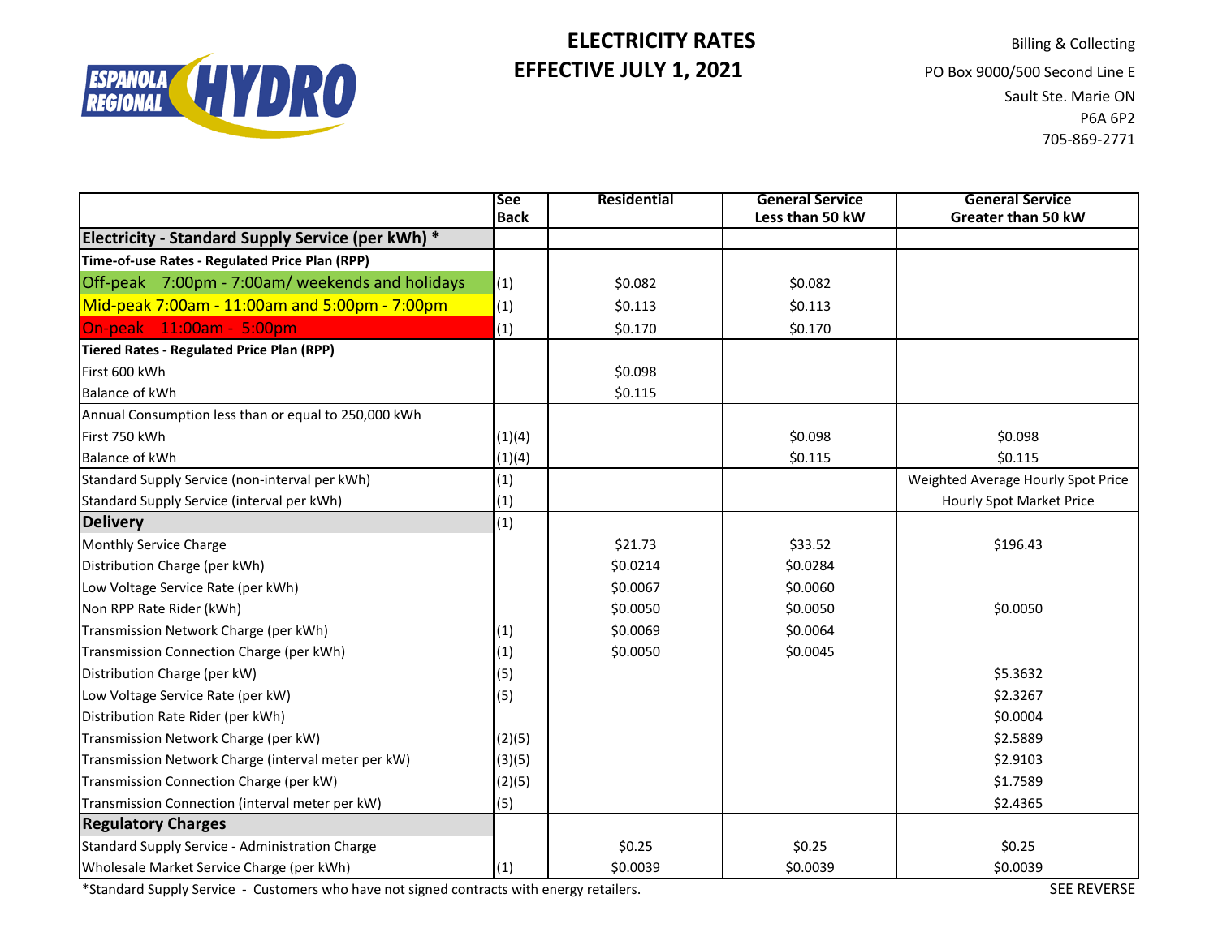# ELECTRICITY RATES
## EFFECTIVE JULY 1, 2021

Billing & Collecting
PO Box 9000/500 Second Line E
Sault Ste. Marie ON
P6A 6P2
705-869-2771

| | See Back | Residential | General Service Less than 50 kW | General Service Greater than 50 kW |
|---|---|---|---|---|
| **Electricity - Standard Supply Service (per kWh) *** | | | | |
| **Time-of-use Rates - Regulated Price Plan (RPP)** | | | | |
| Off-peak 7:00pm - 7:00am/ weekends and holidays | (1) | $0.082 | $0.082 | |
| Mid-peak 7:00am - 11:00am and 5:00pm - 7:00pm | (1) | $0.113 | $0.113 | |
| On-peak 11:00am - 5:00pm | (1) | $0.170 | $0.170 | |
| **Tiered Rates - Regulated Price Plan (RPP)** | | | | |
| First 600 kWh | | $0.098 | | |
| Balance of kWh | | $0.115 | | |
| Annual Consumption less than or equal to 250,000 kWh | | | | |
| First 750 kWh | (1)(4) | | $0.098 | $0.098 |
| Balance of kWh | (1)(4) | | $0.115 | $0.115 |
| Standard Supply Service (non-interval per kWh) | (1) | | | Weighted Average Hourly Spot Price |
| Standard Supply Service (interval per kWh) | (1) | | | Hourly Spot Market Price |
| **Delivery** | (1) | | | |
| Monthly Service Charge | | $21.73 | $33.52 | $196.43 |
| Distribution Charge (per kWh) | | $0.0214 | $0.0284 | |
| Low Voltage Service Rate (per kWh) | | $0.0067 | $0.0060 | |
| Non RPP Rate Rider (kWh) | | $0.0050 | $0.0050 | $0.0050 |
| Transmission Network Charge (per kWh) | (1) | $0.0069 | $0.0064 | |
| Transmission Connection Charge (per kWh) | (1) | $0.0050 | $0.0045 | |
| Distribution Charge (per kW) | (5) | | | $5.3632 |
| Low Voltage Service Rate (per kW) | (5) | | | $2.3267 |
| Distribution Rate Rider (per kWh) | | | | $0.0004 |
| Transmission Network Charge (per kW) | (2)(5) | | | $2.5889 |
| Transmission Network Charge (interval meter per kW) | (3)(5) | | | $2.9103 |
| Transmission Connection Charge (per kW) | (2)(5) | | | $1.7589 |
| Transmission Connection (interval meter per kW) | (5) | | | $2.4365 |
| **Regulatory Charges** | | | | |
| Standard Supply Service - Administration Charge | | $0.25 | $0.25 | $0.25 |
| Wholesale Market Service Charge (per kWh) | (1) | $0.0039 | $0.0039 | $0.0039 |

*Standard Supply Service - Customers who have not signed contracts with energy retailers.

SEE REVERSE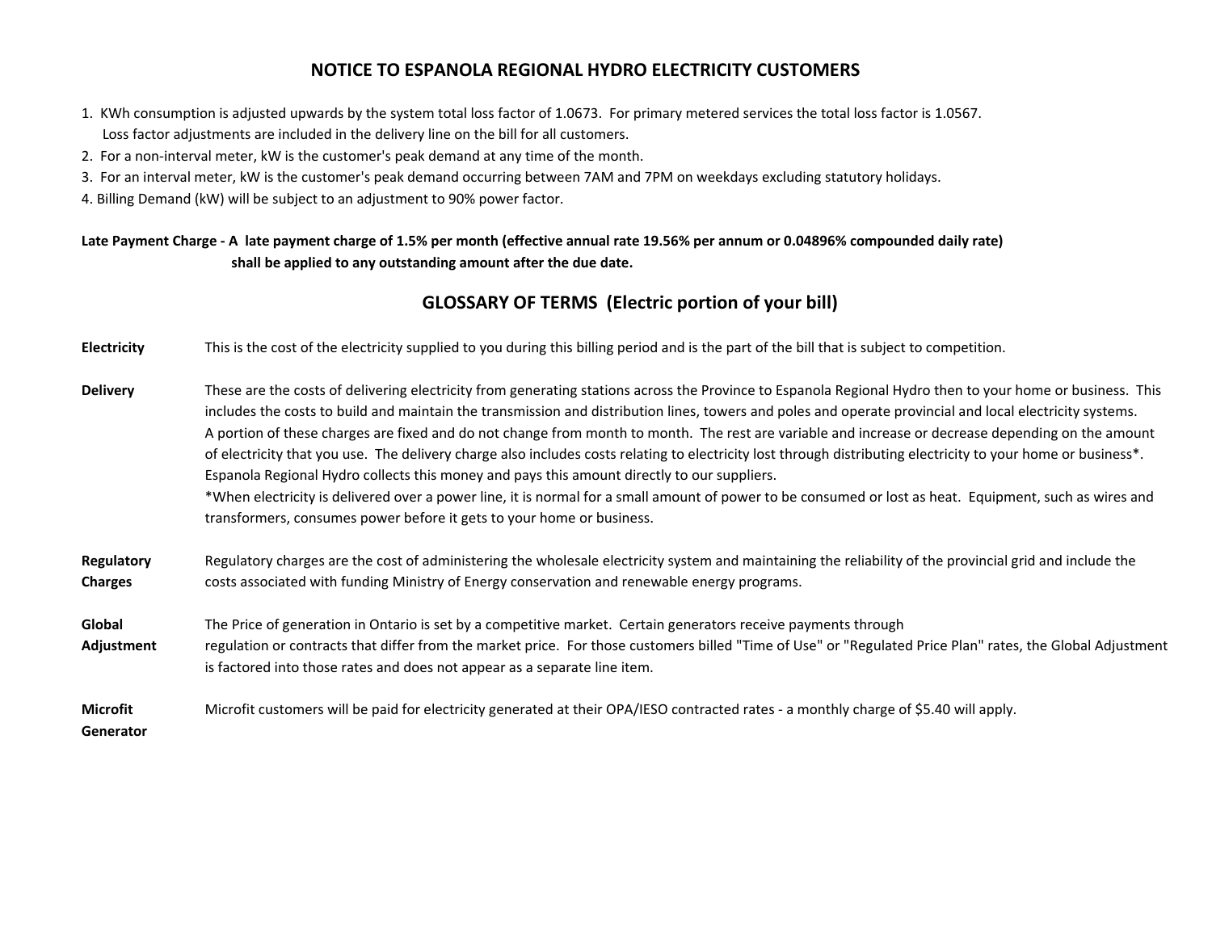## NOTICE TO ESPANOLA REGIONAL HYDRO ELECTRICITY CUSTOMERS

1. KWh consumption is adjusted upwards by the system total loss factor of 1.0673. For primary metered services the total loss factor is 1.0567.
   Loss factor adjustments are included in the delivery line on the bill for all customers.
2. For a non-interval meter, kW is the customer's peak demand at any time of the month.
3. For an interval meter, kW is the customer's peak demand occurring between 7AM and 7PM on weekdays excluding statutory holidays.
4. Billing Demand (kW) will be subject to an adjustment to 90% power factor.

**Late Payment Charge - A late payment charge of 1.5% per month (effective annual rate 19.56% per annum or 0.04896% compounded daily rate) shall be applied to any outstanding amount after the due date.**

## GLOSSARY OF TERMS (Electric portion of your bill)

**Electricity** — This is the cost of the electricity supplied to you during this billing period and is the part of the bill that is subject to competition.

**Delivery** — These are the costs of delivering electricity from generating stations across the Province to Espanola Regional Hydro then to your home or business. This includes the costs to build and maintain the transmission and distribution lines, towers and poles and operate provincial and local electricity systems. A portion of these charges are fixed and do not change from month to month. The rest are variable and increase or decrease depending on the amount of electricity that you use. The delivery charge also includes costs relating to electricity lost through distributing electricity to your home or business*. Espanola Regional Hydro collects this money and pays this amount directly to our suppliers.
*When electricity is delivered over a power line, it is normal for a small amount of power to be consumed or lost as heat. Equipment, such as wires and transformers, consumes power before it gets to your home or business.

**Regulatory Charges** — Regulatory charges are the cost of administering the wholesale electricity system and maintaining the reliability of the provincial grid and include the costs associated with funding Ministry of Energy conservation and renewable energy programs.

**Global Adjustment** — The Price of generation in Ontario is set by a competitive market. Certain generators receive payments through regulation or contracts that differ from the market price. For those customers billed "Time of Use" or "Regulated Price Plan" rates, the Global Adjustment is factored into those rates and does not appear as a separate line item.

**Microfit Generator** — Microfit customers will be paid for electricity generated at their OPA/IESO contracted rates - a monthly charge of $5.40 will apply.